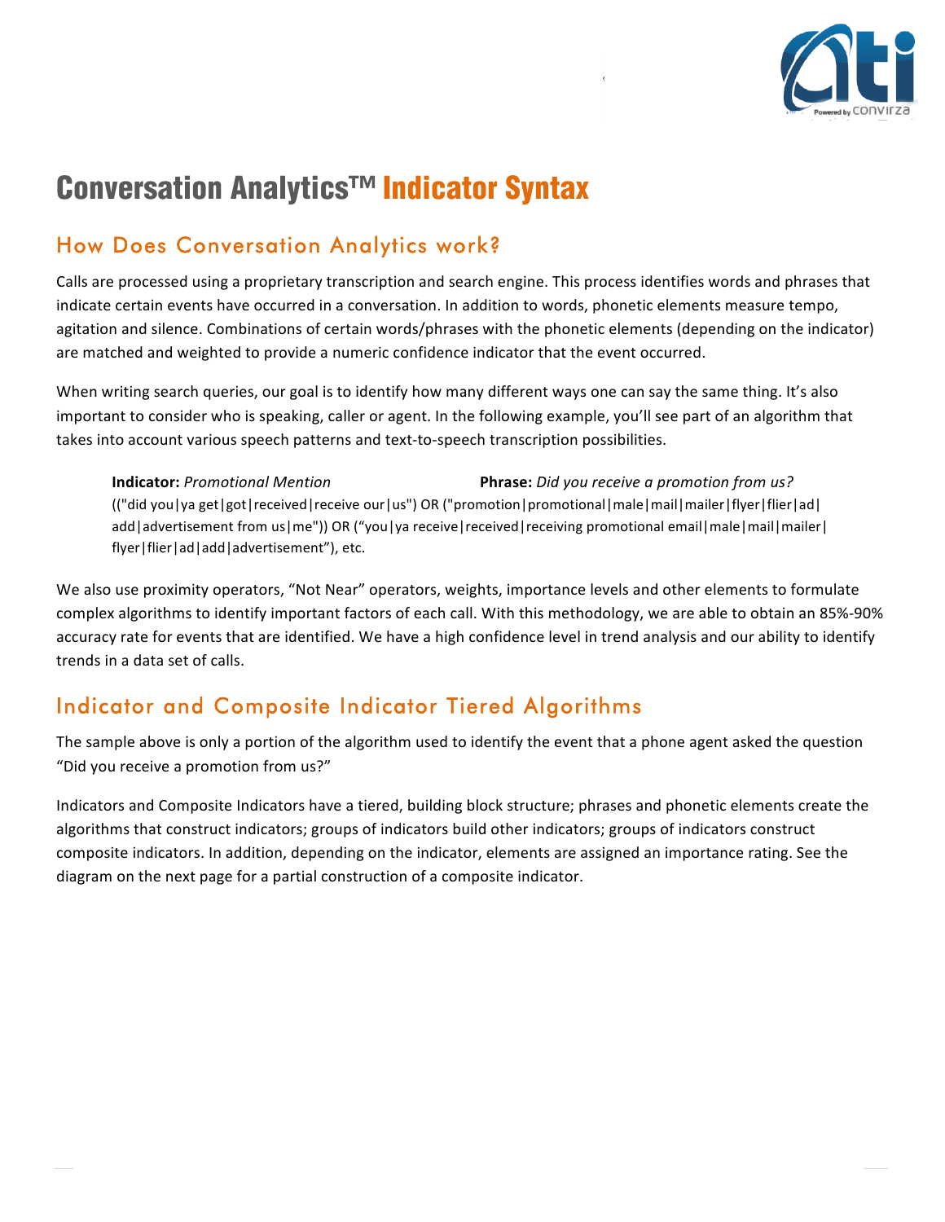# Conversation Analytics™ Indicator Syntax

## How Does Conversation Analytics work?

Calls are processed using a proprietary transcription and search engine. This process identifies words and phrases that indicate certain events have occurred in a conversation. In addition to words, phonetic elements measure tempo, agitation and silence. Combinations of certain words/phrases with the phonetic elements (depending on the indicator) are matched and weighted to provide a numeric confidence indicator that the event occurred.

When writing search queries, our goal is to identify how many different ways one can say the same thing. It's also important to consider who is speaking, caller or agent. In the following example, you'll see part of an algorithm that takes into account various speech patterns and text-to-speech transcription possibilities.

> **Indicator:** *Promotional Mention* **Phrase:** *Did you receive a promotion from us?*
>
> (("did you|ya get|got|received|receive our|us") OR ("promotion|promotional|male|mail|mailer|flyer|flier|ad|add|advertisement from us|me")) OR ("you|ya receive|received|receiving promotional email|male|mail|mailer|flyer|flier|ad|add|advertisement"), etc.

We also use proximity operators, "Not Near" operators, weights, importance levels and other elements to formulate complex algorithms to identify important factors of each call. With this methodology, we are able to obtain an 85%-90% accuracy rate for events that are identified. We have a high confidence level in trend analysis and our ability to identify trends in a data set of calls.

## Indicator and Composite Indicator Tiered Algorithms

The sample above is only a portion of the algorithm used to identify the event that a phone agent asked the question "Did you receive a promotion from us?"

Indicators and Composite Indicators have a tiered, building block structure; phrases and phonetic elements create the algorithms that construct indicators; groups of indicators build other indicators; groups of indicators construct composite indicators. In addition, depending on the indicator, elements are assigned an importance rating. See the diagram on the next page for a partial construction of a composite indicator.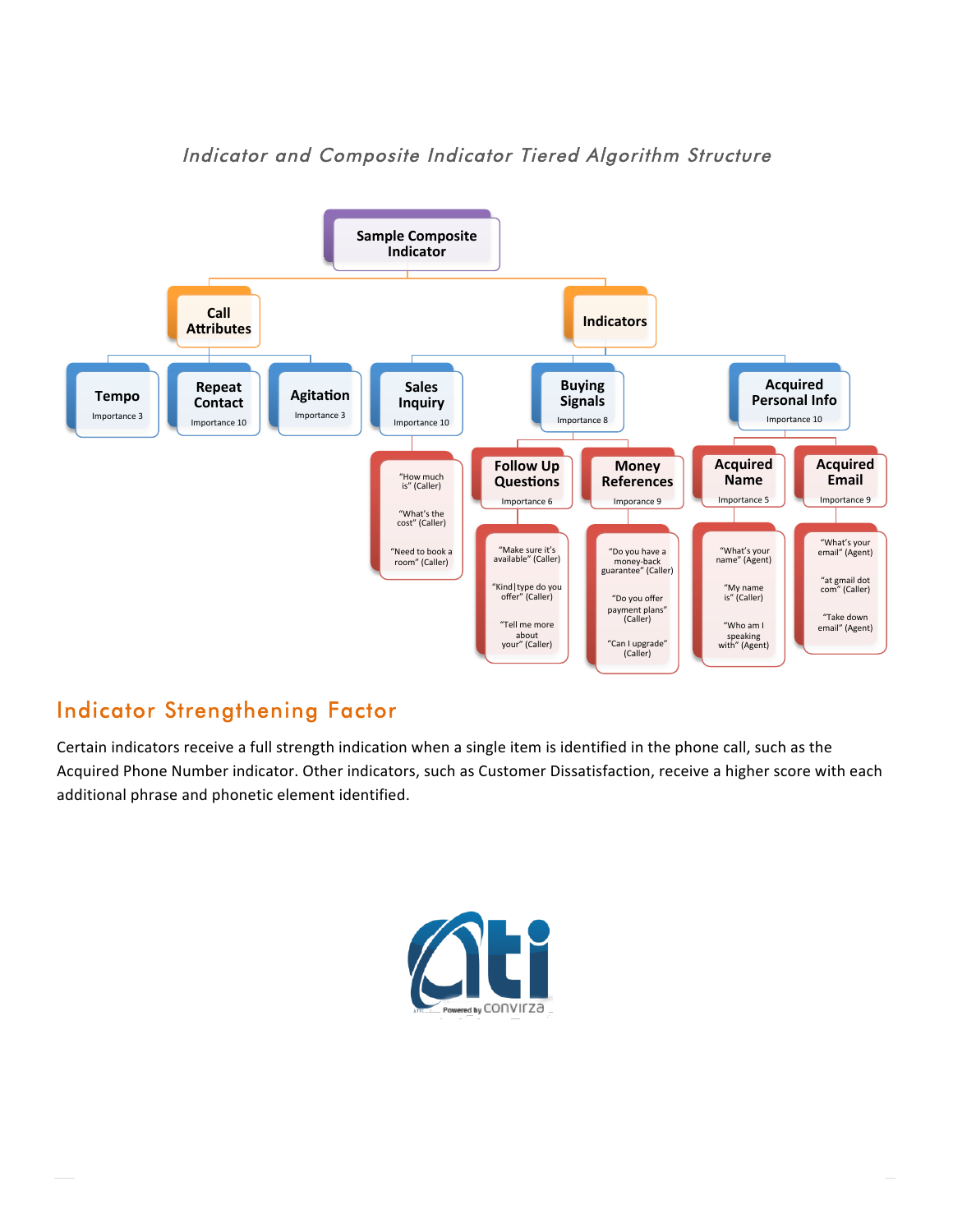*Indicator and Composite Indicator Tiered Algorithm Structure*

- **Sample Composite Indicator**
  - **Call Attributes**
    - **Tempo** — Importance 3
    - **Repeat Contact** — Importance 10
    - **Agitation** — Importance 3
  - **Indicators**
    - **Sales Inquiry** — Importance 10
      - "How much is" (Caller)
      - "What's the cost" (Caller)
      - "Need to book a room" (Caller)
    - **Buying Signals** — Importance 8
      - **Follow Up Questions** — Importance 6
        - "Make sure it's available" (Caller)
        - "Kind|type do you offer" (Caller)
        - "Tell me more about your" (Caller)
      - **Money References** — Imporance 9
        - "Do you have a money-back guarantee" (Caller)
        - "Do you offer payment plans" (Caller)
        - "Can I upgrade" (Caller)
    - **Acquired Personal Info** — Importance 10
      - **Acquired Name** — Importance 5
        - "What's your name" (Agent)
        - "My name is" (Caller)
        - "Who am I speaking with" (Agent)
      - **Acquired Email** — Importance 9
        - "What's your email" (Agent)
        - "at gmail dot com" (Caller)
        - "Take down email" (Agent)

## Indicator Strengthening Factor

Certain indicators receive a full strength indication when a single item is identified in the phone call, such as the Acquired Phone Number indicator. Other indicators, such as Customer Dissatisfaction, receive a higher score with each additional phrase and phonetic element identified.

ati Powered by convirza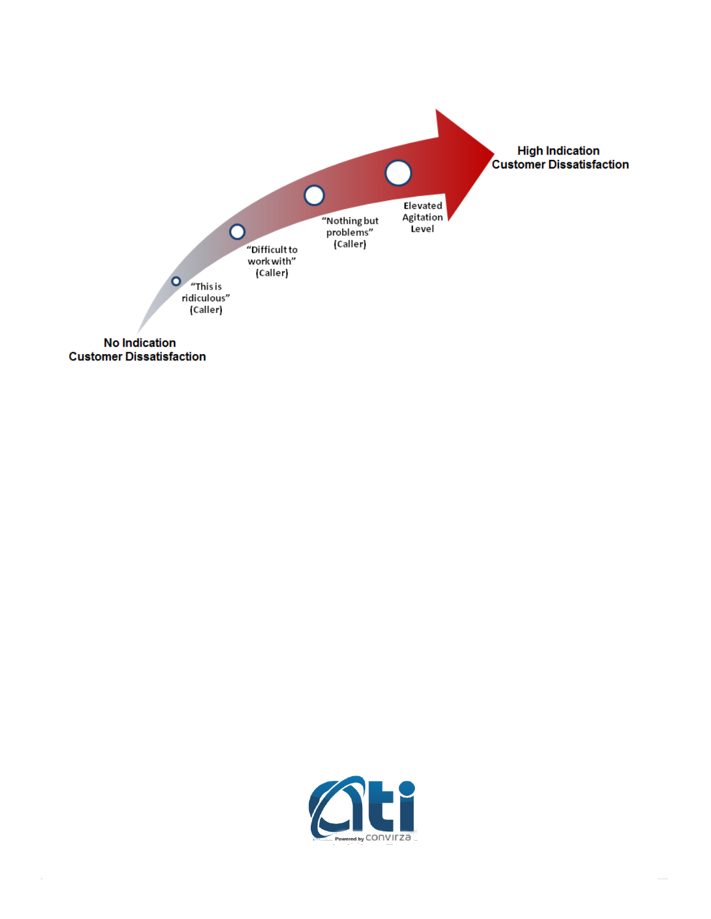High Indication
Customer Dissatisfaction

Elevated
Agitation
Level

"Nothing but
problems"
(Caller)

"Difficult to
work with"
(Caller)

"This is
ridiculous"
(Caller)

No Indication
Customer Dissatisfaction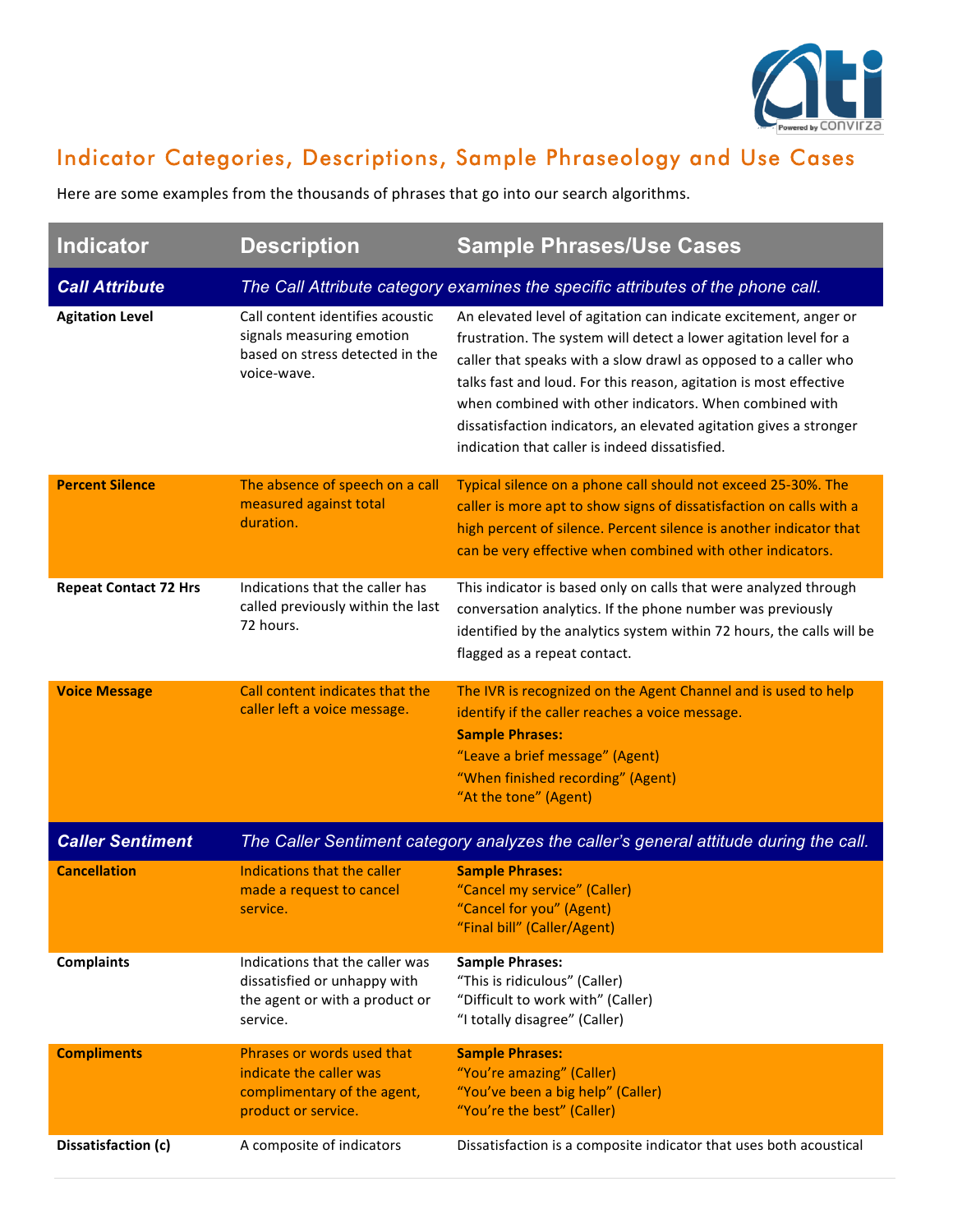## Indicator Categories, Descriptions, Sample Phraseology and Use Cases

Here are some examples from the thousands of phrases that go into our search algorithms.

| Indicator | Description | Sample Phrases/Use Cases |
|---|---|---|
| ***Call Attribute*** | *The Call Attribute category examines the specific attributes of the phone call.* | |
| **Agitation Level** | Call content identifies acoustic signals measuring emotion based on stress detected in the voice-wave. | An elevated level of agitation can indicate excitement, anger or frustration. The system will detect a lower agitation level for a caller that speaks with a slow drawl as opposed to a caller who talks fast and loud. For this reason, agitation is most effective when combined with other indicators. When combined with dissatisfaction indicators, an elevated agitation gives a stronger indication that caller is indeed dissatisfied. |
| **Percent Silence** | The absence of speech on a call measured against total duration. | Typical silence on a phone call should not exceed 25-30%. The caller is more apt to show signs of dissatisfaction on calls with a high percent of silence. Percent silence is another indicator that can be very effective when combined with other indicators. |
| **Repeat Contact 72 Hrs** | Indications that the caller has called previously within the last 72 hours. | This indicator is based only on calls that were analyzed through conversation analytics. If the phone number was previously identified by the analytics system within 72 hours, the calls will be flagged as a repeat contact. |
| **Voice Message** | Call content indicates that the caller left a voice message. | The IVR is recognized on the Agent Channel and is used to help identify if the caller reaches a voice message.<br>**Sample Phrases:**<br>"Leave a brief message" (Agent)<br>"When finished recording" (Agent)<br>"At the tone" (Agent) |
| ***Caller Sentiment*** | *The Caller Sentiment category analyzes the caller's general attitude during the call.* | |
| **Cancellation** | Indications that the caller made a request to cancel service. | **Sample Phrases:**<br>"Cancel my service" (Caller)<br>"Cancel for you" (Agent)<br>"Final bill" (Caller/Agent) |
| **Complaints** | Indications that the caller was dissatisfied or unhappy with the agent or with a product or service. | **Sample Phrases:**<br>"This is ridiculous" (Caller)<br>"Difficult to work with" (Caller)<br>"I totally disagree" (Caller) |
| **Compliments** | Phrases or words used that indicate the caller was complimentary of the agent, product or service. | **Sample Phrases:**<br>"You're amazing" (Caller)<br>"You've been a big help" (Caller)<br>"You're the best" (Caller) |
| **Dissatisfaction (c)** | A composite of indicators | Dissatisfaction is a composite indicator that uses both acoustical |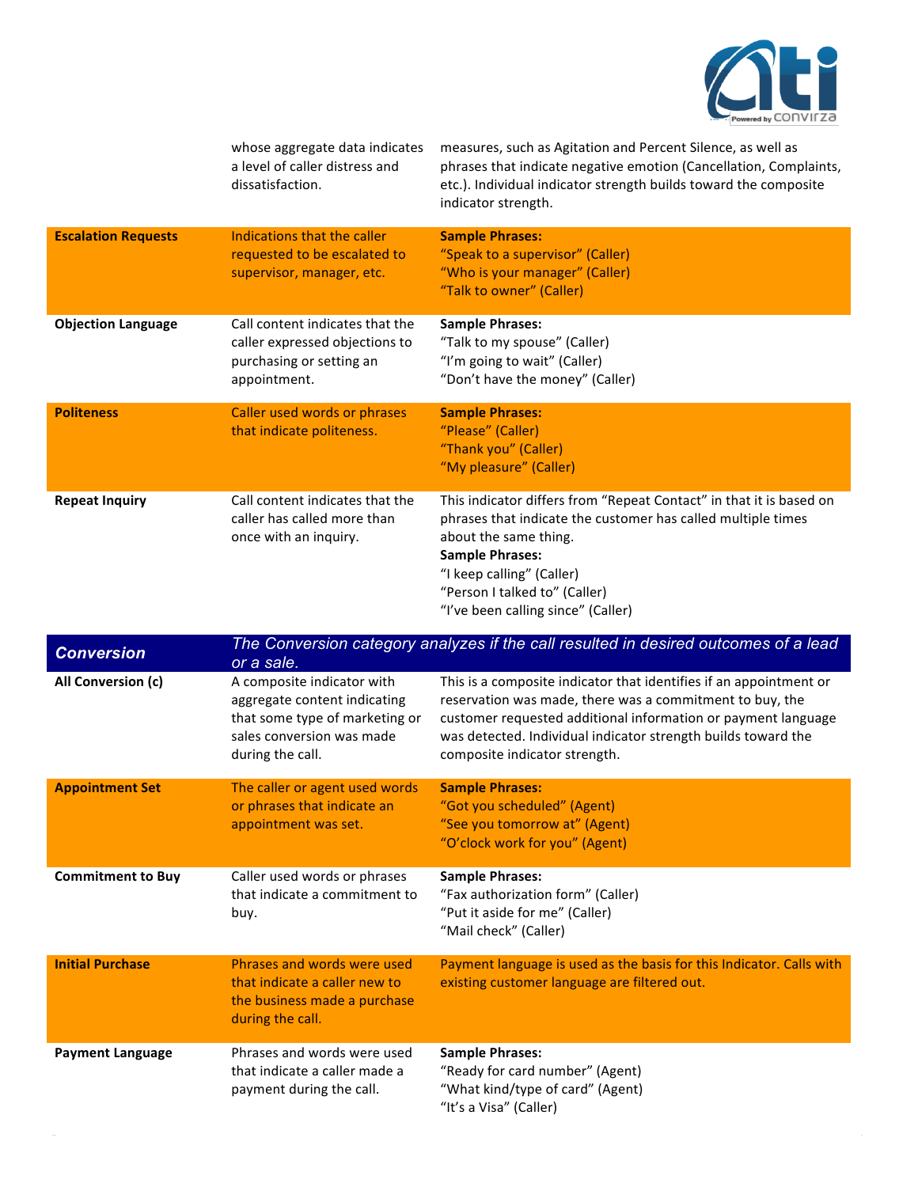| | | |
|---|---|---|
| | whose aggregate data indicates a level of caller distress and dissatisfaction. | measures, such as Agitation and Percent Silence, as well as phrases that indicate negative emotion (Cancellation, Complaints, etc.). Individual indicator strength builds toward the composite indicator strength. |
| **Escalation Requests** | Indications that the caller requested to be escalated to supervisor, manager, etc. | **Sample Phrases:**<br>"Speak to a supervisor" (Caller)<br>"Who is your manager" (Caller)<br>"Talk to owner" (Caller) |
| **Objection Language** | Call content indicates that the caller expressed objections to purchasing or setting an appointment. | **Sample Phrases:**<br>"Talk to my spouse" (Caller)<br>"I'm going to wait" (Caller)<br>"Don't have the money" (Caller) |
| **Politeness** | Caller used words or phrases that indicate politeness. | **Sample Phrases:**<br>"Please" (Caller)<br>"Thank you" (Caller)<br>"My pleasure" (Caller) |
| **Repeat Inquiry** | Call content indicates that the caller has called more than once with an inquiry. | This indicator differs from "Repeat Contact" in that it is based on phrases that indicate the customer has called multiple times about the same thing.<br>**Sample Phrases:**<br>"I keep calling" (Caller)<br>"Person I talked to" (Caller)<br>"I've been calling since" (Caller) |
| ***Conversion*** | *The Conversion category analyzes if the call resulted in desired outcomes of a lead or a sale.* | |
| **All Conversion (c)** | A composite indicator with aggregate content indicating that some type of marketing or sales conversion was made during the call. | This is a composite indicator that identifies if an appointment or reservation was made, there was a commitment to buy, the customer requested additional information or payment language was detected. Individual indicator strength builds toward the composite indicator strength. |
| **Appointment Set** | The caller or agent used words or phrases that indicate an appointment was set. | **Sample Phrases:**<br>"Got you scheduled" (Agent)<br>"See you tomorrow at" (Agent)<br>"O'clock work for you" (Agent) |
| **Commitment to Buy** | Caller used words or phrases that indicate a commitment to buy. | **Sample Phrases:**<br>"Fax authorization form" (Caller)<br>"Put it aside for me" (Caller)<br>"Mail check" (Caller) |
| **Initial Purchase** | Phrases and words were used that indicate a caller new to the business made a purchase during the call. | Payment language is used as the basis for this Indicator. Calls with existing customer language are filtered out. |
| **Payment Language** | Phrases and words were used that indicate a caller made a payment during the call. | **Sample Phrases:**<br>"Ready for card number" (Agent)<br>"What kind/type of card" (Agent)<br>"It's a Visa" (Caller) |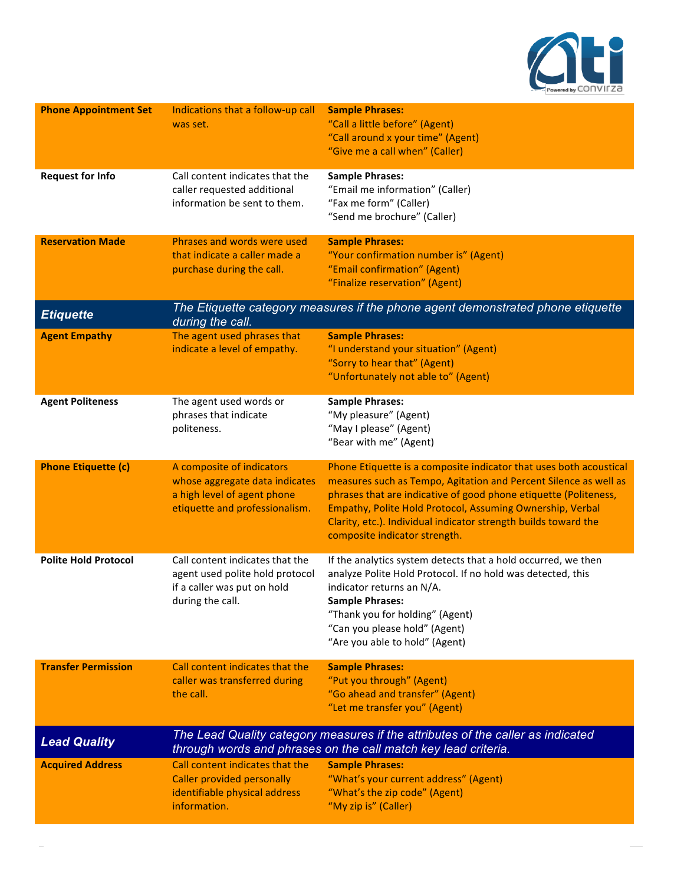| | | |
|---|---|---|
| **Phone Appointment Set** | Indications that a follow-up call was set. | **Sample Phrases:**<br>"Call a little before" (Agent)<br>"Call around x your time" (Agent)<br>"Give me a call when" (Caller) |
| **Request for Info** | Call content indicates that the caller requested additional information be sent to them. | **Sample Phrases:**<br>"Email me information" (Caller)<br>"Fax me form" (Caller)<br>"Send me brochure" (Caller) |
| **Reservation Made** | Phrases and words were used that indicate a caller made a purchase during the call. | **Sample Phrases:**<br>"Your confirmation number is" (Agent)<br>"Email confirmation" (Agent)<br>"Finalize reservation" (Agent) |
| ***Etiquette*** | *The Etiquette category measures if the phone agent demonstrated phone etiquette during the call.* | |
| **Agent Empathy** | The agent used phrases that indicate a level of empathy. | **Sample Phrases:**<br>"I understand your situation" (Agent)<br>"Sorry to hear that" (Agent)<br>"Unfortunately not able to" (Agent) |
| **Agent Politeness** | The agent used words or phrases that indicate politeness. | **Sample Phrases:**<br>"My pleasure" (Agent)<br>"May I please" (Agent)<br>"Bear with me" (Agent) |
| **Phone Etiquette (c)** | A composite of indicators whose aggregate data indicates a high level of agent phone etiquette and professionalism. | Phone Etiquette is a composite indicator that uses both acoustical measures such as Tempo, Agitation and Percent Silence as well as phrases that are indicative of good phone etiquette (Politeness, Empathy, Polite Hold Protocol, Assuming Ownership, Verbal Clarity, etc.). Individual indicator strength builds toward the composite indicator strength. |
| **Polite Hold Protocol** | Call content indicates that the agent used polite hold protocol if a caller was put on hold during the call. | If the analytics system detects that a hold occurred, we then analyze Polite Hold Protocol. If no hold was detected, this indicator returns an N/A.<br>**Sample Phrases:**<br>"Thank you for holding" (Agent)<br>"Can you please hold" (Agent)<br>"Are you able to hold" (Agent) |
| **Transfer Permission** | Call content indicates that the caller was transferred during the call. | **Sample Phrases:**<br>"Put you through" (Agent)<br>"Go ahead and transfer" (Agent)<br>"Let me transfer you" (Agent) |
| ***Lead Quality*** | *The Lead Quality category measures if the attributes of the caller as indicated through words and phrases on the call match key lead criteria.* | |
| **Acquired Address** | Call content indicates that the Caller provided personally identifiable physical address information. | **Sample Phrases:**<br>"What's your current address" (Agent)<br>"What's the zip code" (Agent)<br>"My zip is" (Caller) |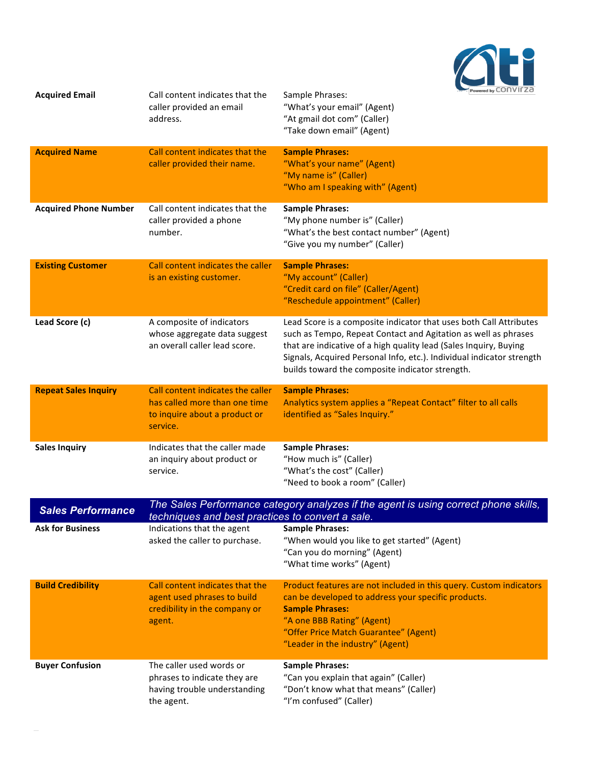| | | |
|---|---|---|
| **Acquired Email** | Call content indicates that the caller provided an email address. | Sample Phrases:<br>"What's your email" (Agent)<br>"At gmail dot com" (Caller)<br>"Take down email" (Agent) |
| **Acquired Name** | Call content indicates that the caller provided their name. | **Sample Phrases:**<br>"What's your name" (Agent)<br>"My name is" (Caller)<br>"Who am I speaking with" (Agent) |
| **Acquired Phone Number** | Call content indicates that the caller provided a phone number. | **Sample Phrases:**<br>"My phone number is" (Caller)<br>"What's the best contact number" (Agent)<br>"Give you my number" (Caller) |
| **Existing Customer** | Call content indicates the caller is an existing customer. | **Sample Phrases:**<br>"My account" (Caller)<br>"Credit card on file" (Caller/Agent)<br>"Reschedule appointment" (Caller) |
| **Lead Score (c)** | A composite of indicators whose aggregate data suggest an overall caller lead score. | Lead Score is a composite indicator that uses both Call Attributes such as Tempo, Repeat Contact and Agitation as well as phrases that are indicative of a high quality lead (Sales Inquiry, Buying Signals, Acquired Personal Info, etc.). Individual indicator strength builds toward the composite indicator strength. |
| **Repeat Sales Inquiry** | Call content indicates the caller has called more than one time to inquire about a product or service. | **Sample Phrases:**<br>Analytics system applies a "Repeat Contact" filter to all calls identified as "Sales Inquiry." |
| **Sales Inquiry** | Indicates that the caller made an inquiry about product or service. | **Sample Phrases:**<br>"How much is" (Caller)<br>"What's the cost" (Caller)<br>"Need to book a room" (Caller) |
| ***Sales Performance*** | *The Sales Performance category analyzes if the agent is using correct phone skills, techniques and best practices to convert a sale.* | |
| **Ask for Business** | Indications that the agent asked the caller to purchase. | **Sample Phrases:**<br>"When would you like to get started" (Agent)<br>"Can you do morning" (Agent)<br>"What time works" (Agent) |
| **Build Credibility** | Call content indicates that the agent used phrases to build credibility in the company or agent. | Product features are not included in this query. Custom indicators can be developed to address your specific products.<br>**Sample Phrases:**<br>"A one BBB Rating" (Agent)<br>"Offer Price Match Guarantee" (Agent)<br>"Leader in the industry" (Agent) |
| **Buyer Confusion** | The caller used words or phrases to indicate they are having trouble understanding the agent. | **Sample Phrases:**<br>"Can you explain that again" (Caller)<br>"Don't know what that means" (Caller)<br>"I'm confused" (Caller) |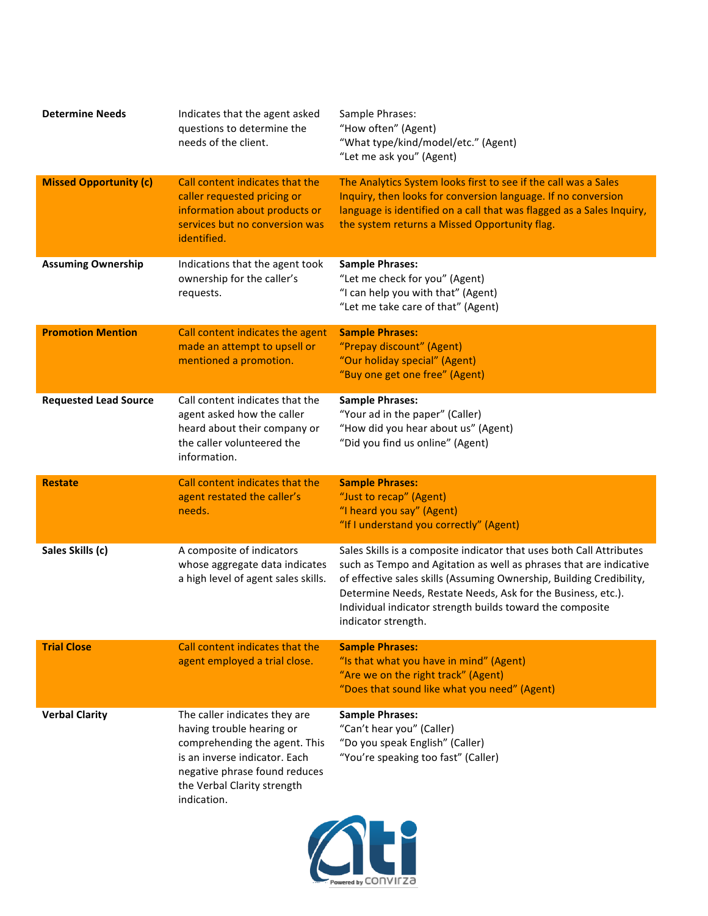| | | |
|---|---|---|
| **Determine Needs** | Indicates that the agent asked questions to determine the needs of the client. | Sample Phrases:<br>"How often" (Agent)<br>"What type/kind/model/etc." (Agent)<br>"Let me ask you" (Agent) |
| **Missed Opportunity (c)** | Call content indicates that the caller requested pricing or information about products or services but no conversion was identified. | The Analytics System looks first to see if the call was a Sales Inquiry, then looks for conversion language. If no conversion language is identified on a call that was flagged as a Sales Inquiry, the system returns a Missed Opportunity flag. |
| **Assuming Ownership** | Indications that the agent took ownership for the caller's requests. | **Sample Phrases:**<br>"Let me check for you" (Agent)<br>"I can help you with that" (Agent)<br>"Let me take care of that" (Agent) |
| **Promotion Mention** | Call content indicates the agent made an attempt to upsell or mentioned a promotion. | **Sample Phrases:**<br>"Prepay discount" (Agent)<br>"Our holiday special" (Agent)<br>"Buy one get one free" (Agent) |
| **Requested Lead Source** | Call content indicates that the agent asked how the caller heard about their company or the caller volunteered the information. | **Sample Phrases:**<br>"Your ad in the paper" (Caller)<br>"How did you hear about us" (Agent)<br>"Did you find us online" (Agent) |
| **Restate** | Call content indicates that the agent restated the caller's needs. | **Sample Phrases:**<br>"Just to recap" (Agent)<br>"I heard you say" (Agent)<br>"If I understand you correctly" (Agent) |
| **Sales Skills (c)** | A composite of indicators whose aggregate data indicates a high level of agent sales skills. | Sales Skills is a composite indicator that uses both Call Attributes such as Tempo and Agitation as well as phrases that are indicative of effective sales skills (Assuming Ownership, Building Credibility, Determine Needs, Restate Needs, Ask for the Business, etc.). Individual indicator strength builds toward the composite indicator strength. |
| **Trial Close** | Call content indicates that the agent employed a trial close. | **Sample Phrases:**<br>"Is that what you have in mind" (Agent)<br>"Are we on the right track" (Agent)<br>"Does that sound like what you need" (Agent) |
| **Verbal Clarity** | The caller indicates they are having trouble hearing or comprehending the agent. This is an inverse indicator. Each negative phrase found reduces the Verbal Clarity strength indication. | **Sample Phrases:**<br>"Can't hear you" (Caller)<br>"Do you speak English" (Caller)<br>"You're speaking too fast" (Caller) |

ati
Powered by convirza